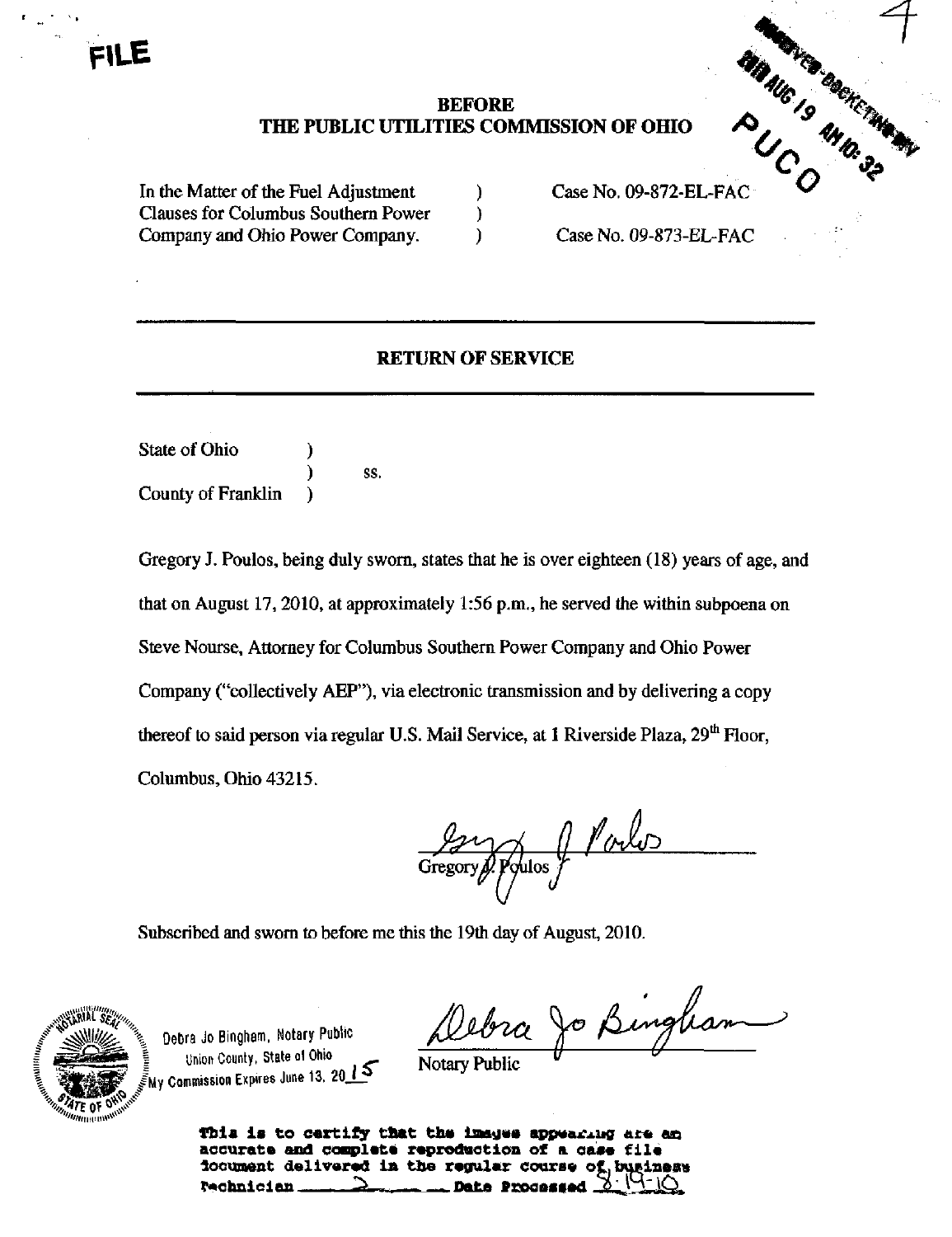FILE

**BEFORE**
**THE PUBLIC UTILITIES COMMISSION OF OHIO**

RECEIVED-DOCKETING DIV
2010 AUG 19 AM 10:32
PUCO

| | | |
|---|---|---|
| In the Matter of the Fuel Adjustment Clauses for Columbus Southern Power Company and Ohio Power Company. | ) | Case No. 09-872-EL-FAC |
| | ) | Case No. 09-873-EL-FAC |

---

## RETURN OF SERVICE

---

State of Ohio )
) ss.
County of Franklin )

Gregory J. Poulos, being duly sworn, states that he is over eighteen (18) years of age, and that on August 17, 2010, at approximately 1:56 p.m., he served the within subpoena on Steve Nourse, Attorney for Columbus Southern Power Company and Ohio Power Company ("collectively AEP"), via electronic transmission and by delivering a copy thereof to said person via regular U.S. Mail Service, at 1 Riverside Plaza, 29th Floor, Columbus, Ohio 43215.

Gregory J. Poulos

Subscribed and sworn to before me this the 19th day of August, 2010.

Debra Jo Bingham, Notary Public
Union County, State of Ohio
My Commission Expires June 13, 2015

Debra Jo Bingham
Notary Public

This is to certify that the images appearing are an accurate and complete reproduction of a case file document delivered in the regular course of business
Technician ___ Date Processed 8-19-10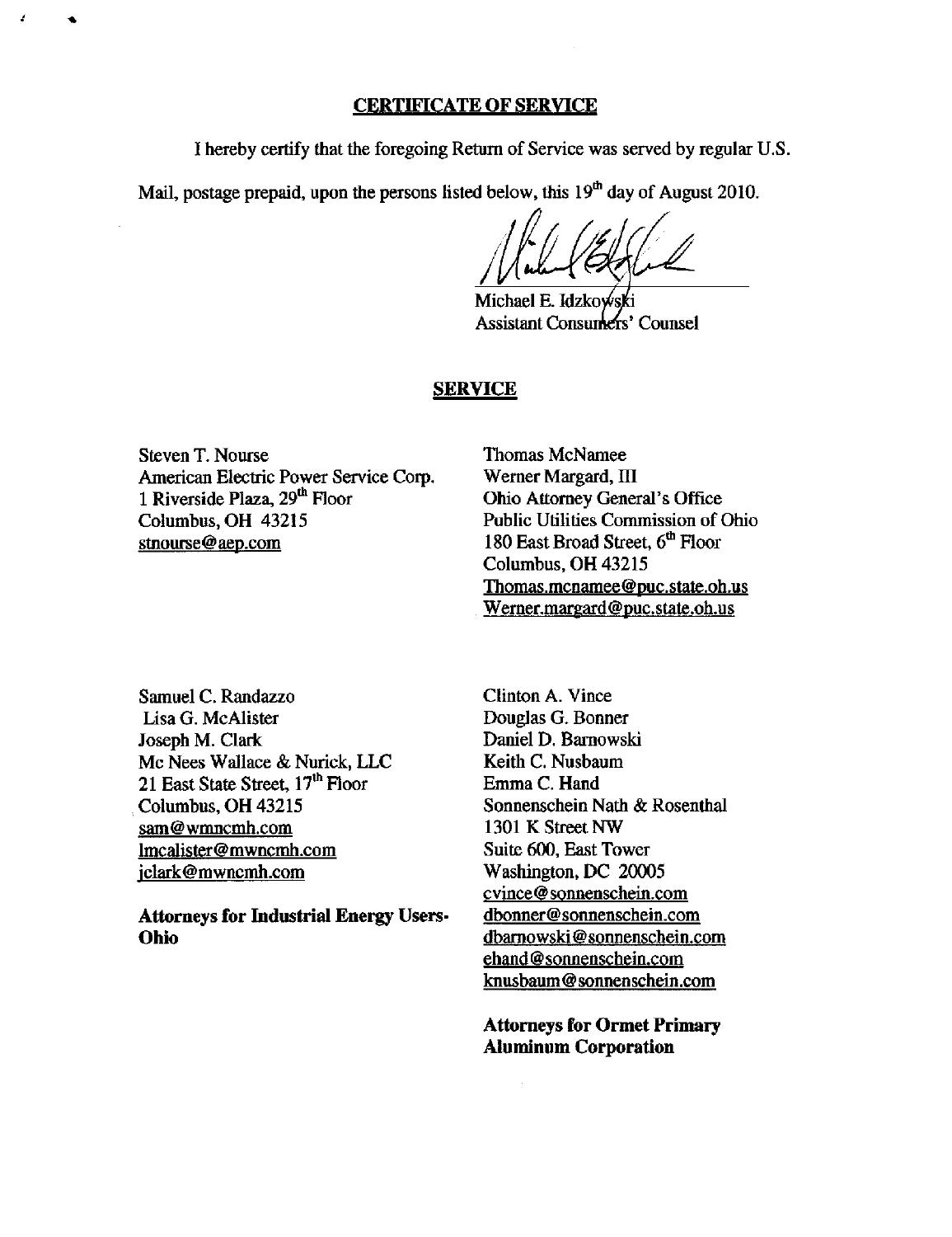## CERTIFICATE OF SERVICE

I hereby certify that the foregoing Return of Service was served by regular U.S. Mail, postage prepaid, upon the persons listed below, this 19th day of August 2010.

Michael E. Idzkowski
Assistant Consumers' Counsel

## SERVICE

Steven T. Nourse
American Electric Power Service Corp.
1 Riverside Plaza, 29th Floor
Columbus, OH 43215
stnourse@aep.com

Thomas McNamee
Werner Margard, III
Ohio Attorney General's Office
Public Utilities Commission of Ohio
180 East Broad Street, 6th Floor
Columbus, OH 43215
Thomas.mcnamee@puc.state.oh.us
Werner.margard@puc.state.oh.us

Samuel C. Randazzo
Lisa G. McAlister
Joseph M. Clark
Mc Nees Wallace & Nurick, LLC
21 East State Street, 17th Floor
Columbus, OH 43215
sam@wmncmh.com
lmcalister@mwncmh.com
jclark@mwncmh.com

**Attorneys for Industrial Energy Users-Ohio**

Clinton A. Vince
Douglas G. Bonner
Daniel D. Barnowski
Keith C. Nusbaum
Emma C. Hand
Sonnenschein Nath & Rosenthal
1301 K Street NW
Suite 600, East Tower
Washington, DC 20005
cvince@sonnenschein.com
dbonner@sonnenschein.com
dbarnowski@sonnenschein.com
ehand@sonnenschein.com
knusbaum@sonnenschein.com

**Attorneys for Ormet Primary Aluminum Corporation**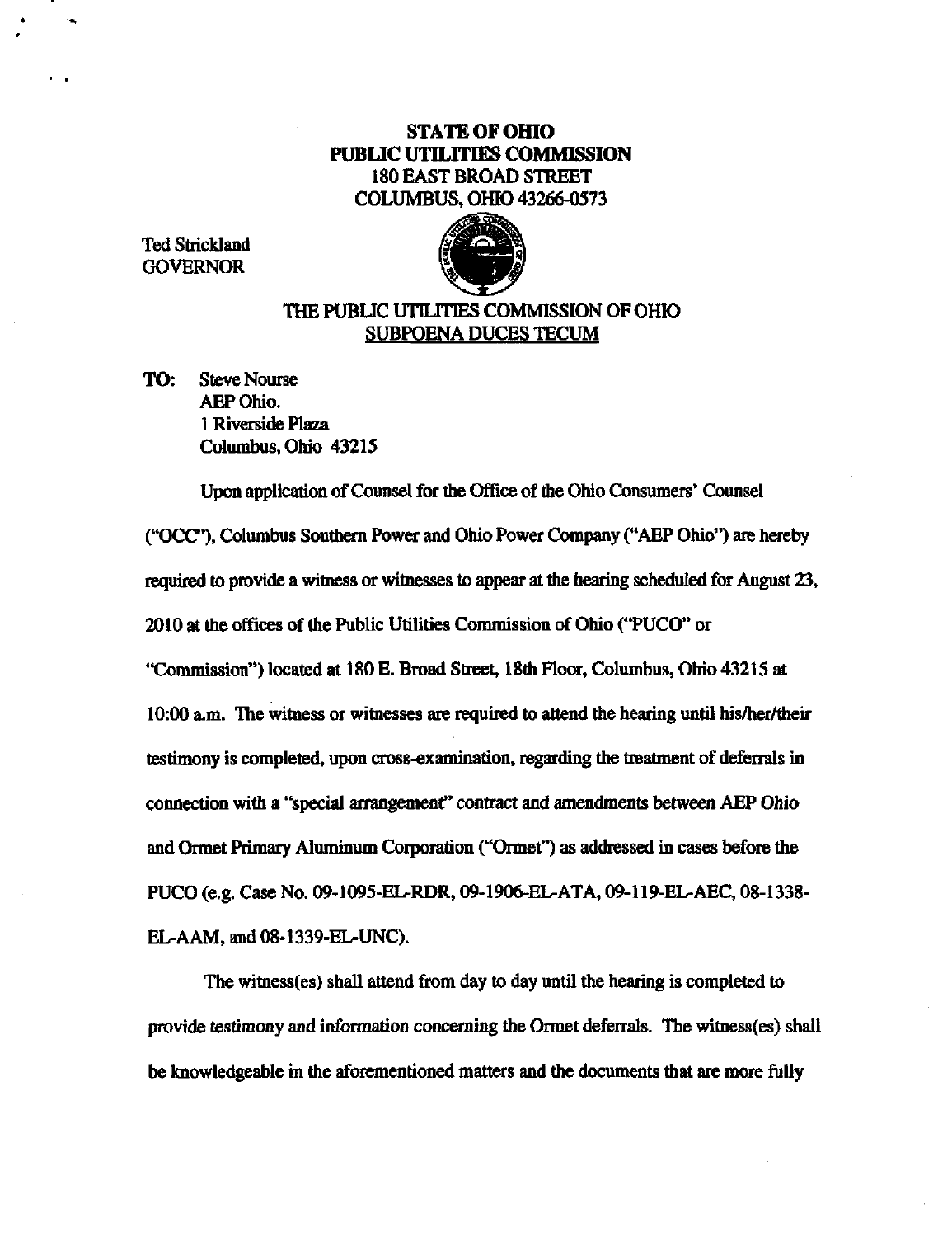**STATE OF OHIO**
**PUBLIC UTILITIES COMMISSION**
180 EAST BROAD STREET
COLUMBUS, OHIO 43266-0573

Ted Strickland
GOVERNOR

THE PUBLIC UTILITIES COMMISSION OF OHIO
SUBPOENA DUCES TECUM

**TO:** Steve Nourse
AEP Ohio.
1 Riverside Plaza
Columbus, Ohio 43215

Upon application of Counsel for the Office of the Ohio Consumers' Counsel ("OCC"), Columbus Southern Power and Ohio Power Company ("AEP Ohio") are hereby required to provide a witness or witnesses to appear at the hearing scheduled for August 23, 2010 at the offices of the Public Utilities Commission of Ohio ("PUCO" or "Commission") located at 180 E. Broad Street, 18th Floor, Columbus, Ohio 43215 at 10:00 a.m. The witness or witnesses are required to attend the hearing until his/her/their testimony is completed, upon cross-examination, regarding the treatment of deferrals in connection with a "special arrangement" contract and amendments between AEP Ohio and Ormet Primary Aluminum Corporation ("Ormet") as addressed in cases before the PUCO (e.g. Case No. 09-1095-EL-RDR, 09-1906-EL-ATA, 09-119-EL-AEC, 08-1338-EL-AAM, and 08-1339-EL-UNC).

The witness(es) shall attend from day to day until the hearing is completed to provide testimony and information concerning the Ormet deferrals. The witness(es) shall be knowledgeable in the aforementioned matters and the documents that are more fully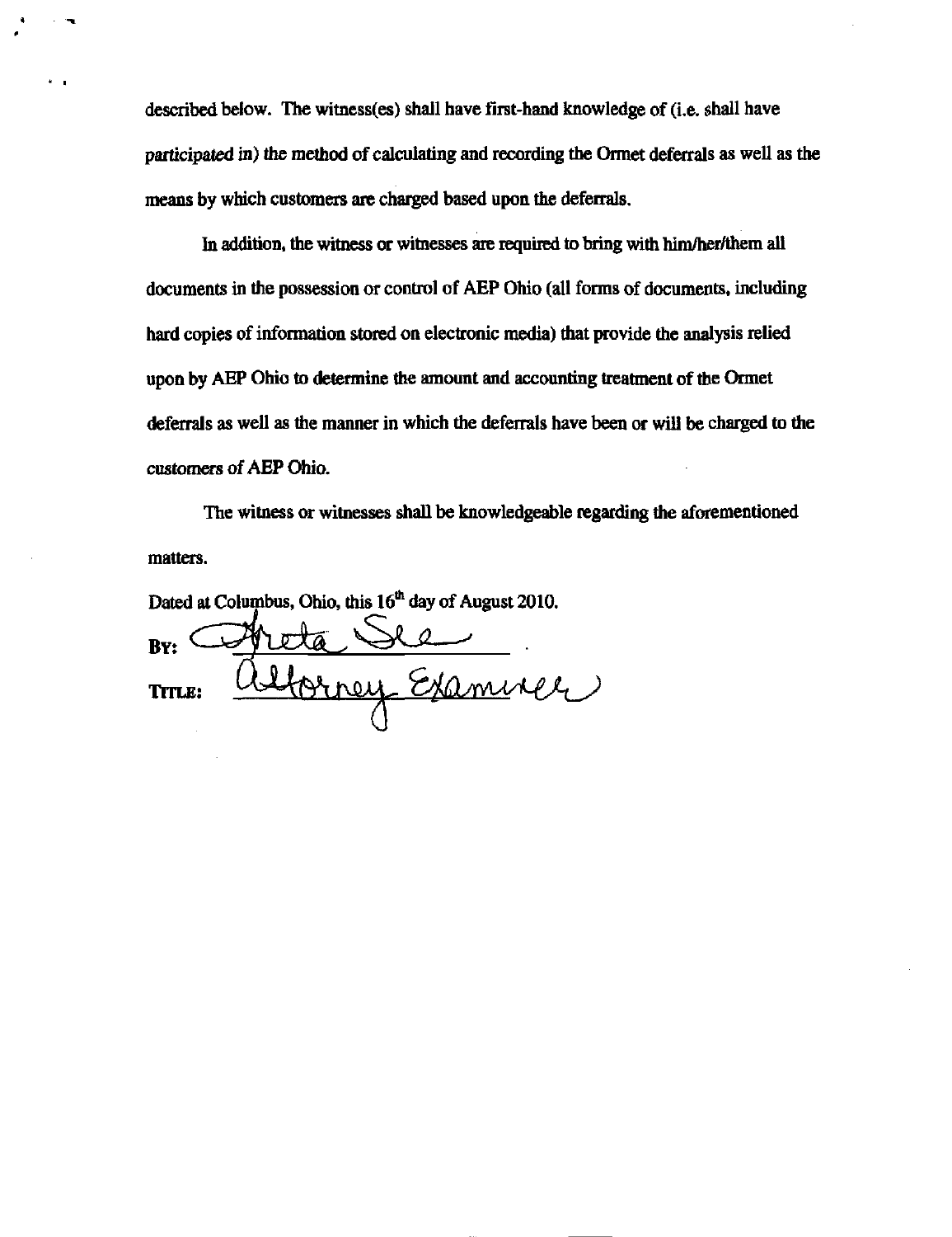described below. The witness(es) shall have first-hand knowledge of (i.e. shall have *participated in*) the method of calculating and recording the Ormet deferrals as well as the means by which customers are charged based upon the deferrals.

In addition, the witness or witnesses are required to bring with him/her/them all documents in the possession or control of AEP Ohio (all forms of documents, including hard copies of information stored on electronic media) that provide the analysis relied upon by AEP Ohio to determine the amount and accounting treatment of the Ormet deferrals as well as the manner in which the deferrals have been or will be charged to the customers of AEP Ohio.

The witness or witnesses shall be knowledgeable regarding the aforementioned matters.

Dated at Columbus, Ohio, this 16th day of August 2010.

**BY:** Greta See

**TITLE:** Attorney Examiner